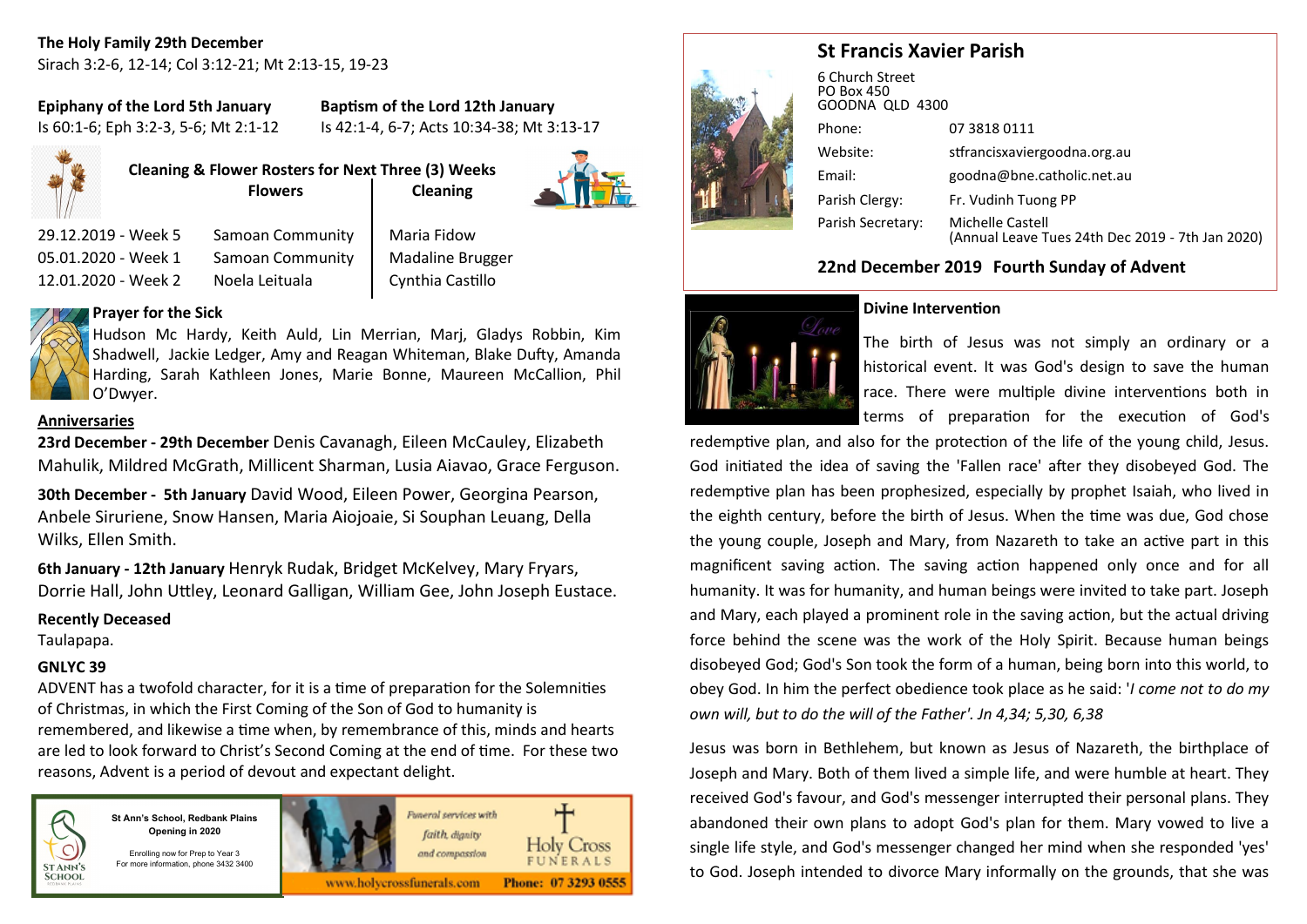**The Holy Family 29th December**
Sirach 3:2-6, 12-14; Col 3:12-21; Mt 2:13-15, 19-23

**Epiphany of the Lord 5th January**
Is 60:1-6; Eph 3:2-3, 5-6; Mt 2:1-12

**Baptism of the Lord 12th January**
Is 42:1-4, 6-7; Acts 10:34-38; Mt 3:13-17

**Cleaning & Flower Rosters for Next Three (3) Weeks**

| | Flowers | Cleaning |
|---|---|---|
| 29.12.2019 - Week 5 | Samoan Community | Maria Fidow |
| 05.01.2020 - Week 1 | Samoan Community | Madaline Brugger |
| 12.01.2020 - Week 2 | Noela Leituala | Cynthia Castillo |

**Prayer for the Sick**
Hudson Mc Hardy, Keith Auld, Lin Merrian, Marj, Gladys Robbin, Kim Shadwell, Jackie Ledger, Amy and Reagan Whiteman, Blake Dufty, Amanda Harding, Sarah Kathleen Jones, Marie Bonne, Maureen McCallion, Phil O'Dwyer.

**Anniversaries**

**23rd December - 29th December** Denis Cavanagh, Eileen McCauley, Elizabeth Mahulik, Mildred McGrath, Millicent Sharman, Lusia Aiavao, Grace Ferguson.

**30th December - 5th January** David Wood, Eileen Power, Georgina Pearson, Anbele Siruriene, Snow Hansen, Maria Aiojoaie, Si Souphan Leuang, Della Wilks, Ellen Smith.

**6th January - 12th January** Henryk Rudak, Bridget McKelvey, Mary Fryars, Dorrie Hall, John Uttley, Leonard Galligan, William Gee, John Joseph Eustace.

**Recently Deceased**
Taulapapa.

**GNLYC 39**
ADVENT has a twofold character, for it is a time of preparation for the Solemnities of Christmas, in which the First Coming of the Son of God to humanity is remembered, and likewise a time when, by remembrance of this, minds and hearts are led to look forward to Christ's Second Coming at the end of time. For these two reasons, Advent is a period of devout and expectant delight.

St Ann's School, Redbank Plains
Opening in 2020
Enrolling now for Prep to Year 3
For more information, phone 3432 3400

Funeral services with faith, dignity and compassion
Holy Cross Funerals
www.holycrossfunerals.com Phone: 07 3293 0555

## St Francis Xavier Parish

6 Church Street
PO Box 450
GOODNA QLD 4300

| | |
|---|---|
| Phone: | 07 3818 0111 |
| Website: | stfrancisxaviergoodna.org.au |
| Email: | goodna@bne.catholic.net.au |
| Parish Clergy: | Fr. Vudinh Tuong PP |
| Parish Secretary: | Michelle Castell (Annual Leave Tues 24th Dec 2019 - 7th Jan 2020) |

**22nd December 2019 Fourth Sunday of Advent**

**Divine Intervention**

The birth of Jesus was not simply an ordinary or a historical event. It was God's design to save the human race. There were multiple divine interventions both in terms of preparation for the execution of God's redemptive plan, and also for the protection of the life of the young child, Jesus. God initiated the idea of saving the 'Fallen race' after they disobeyed God. The redemptive plan has been prophesized, especially by prophet Isaiah, who lived in the eighth century, before the birth of Jesus. When the time was due, God chose the young couple, Joseph and Mary, from Nazareth to take an active part in this magnificent saving action. The saving action happened only once and for all humanity. It was for humanity, and human beings were invited to take part. Joseph and Mary, each played a prominent role in the saving action, but the actual driving force behind the scene was the work of the Holy Spirit. Because human beings disobeyed God; God's Son took the form of a human, being born into this world, to obey God. In him the perfect obedience took place as he said: '*I come not to do my own will, but to do the will of the Father'. Jn 4,34; 5,30, 6,38*

Jesus was born in Bethlehem, but known as Jesus of Nazareth, the birthplace of Joseph and Mary. Both of them lived a simple life, and were humble at heart. They received God's favour, and God's messenger interrupted their personal plans. They abandoned their own plans to adopt God's plan for them. Mary vowed to live a single life style, and God's messenger changed her mind when she responded 'yes' to God. Joseph intended to divorce Mary informally on the grounds, that she was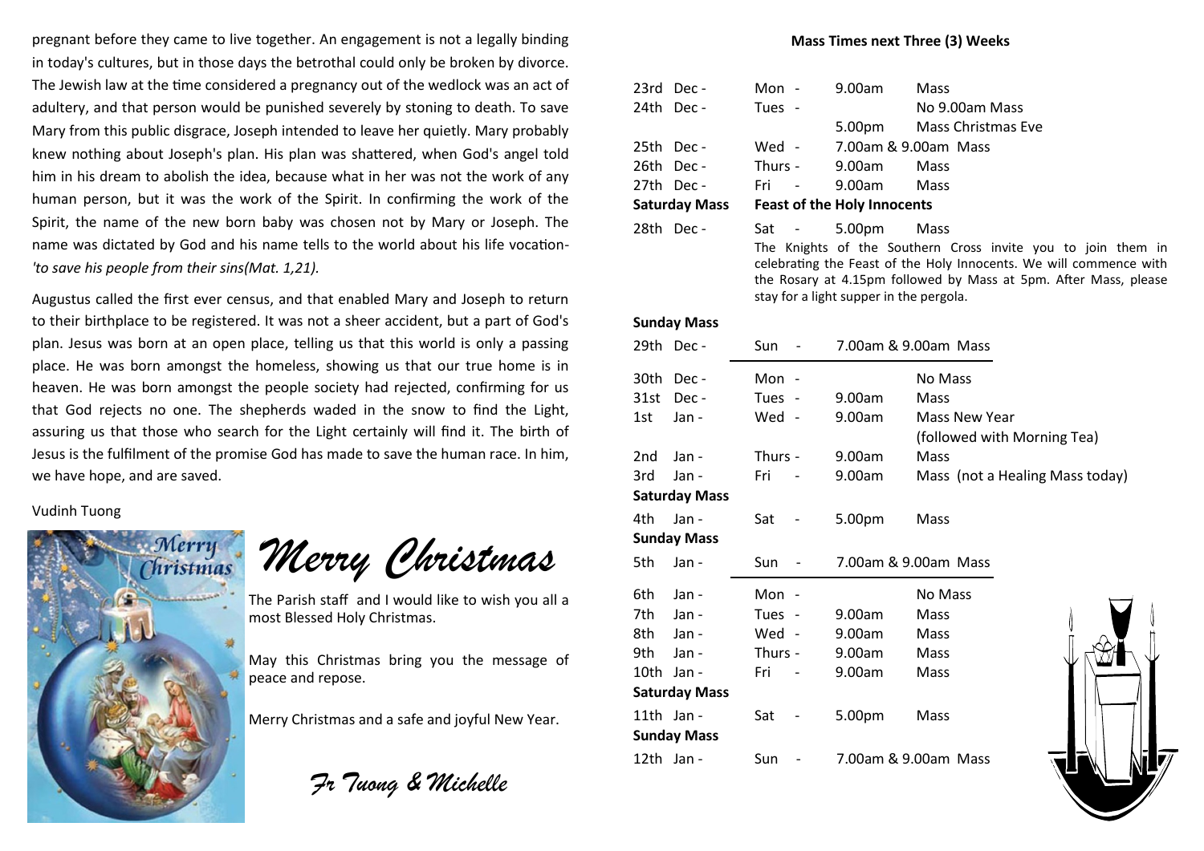pregnant before they came to live together. An engagement is not a legally binding in today's cultures, but in those days the betrothal could only be broken by divorce. The Jewish law at the time considered a pregnancy out of the wedlock was an act of adultery, and that person would be punished severely by stoning to death. To save Mary from this public disgrace, Joseph intended to leave her quietly. Mary probably knew nothing about Joseph's plan. His plan was shattered, when God's angel told him in his dream to abolish the idea, because what in her was not the work of any human person, but it was the work of the Spirit. In confirming the work of the Spirit, the name of the new born baby was chosen not by Mary or Joseph. The name was dictated by God and his name tells to the world about his life vocation- *'to save his people from their sins(Mat. 1,21).*

Augustus called the first ever census, and that enabled Mary and Joseph to return to their birthplace to be registered. It was not a sheer accident, but a part of God's plan. Jesus was born at an open place, telling us that this world is only a passing place. He was born amongst the homeless, showing us that our true home is in heaven. He was born amongst the people society had rejected, confirming for us that God rejects no one. The shepherds waded in the snow to find the Light, assuring us that those who search for the Light certainly will find it. The birth of Jesus is the fulfilment of the promise God has made to save the human race. In him, we have hope, and are saved.

Vudinh Tuong

# *Merry Christmas*

The Parish staff and I would like to wish you all a most Blessed Holy Christmas.

May this Christmas bring you the message of peace and repose.

Merry Christmas and a safe and joyful New Year.

*Fr Tuong & Michelle*

**Mass Times next Three (3) Weeks**

| | | | |
|---|---|---|---|
| 23rd Dec - | Mon - | 9.00am | Mass |
| 24th Dec - | Tues - | | No 9.00am Mass |
| | | 5.00pm | Mass Christmas Eve |
| 25th Dec - | Wed - | 7.00am & 9.00am | Mass |
| 26th Dec - | Thurs - | 9.00am | Mass |
| 27th Dec - | Fri - | 9.00am | Mass |
| **Saturday Mass** | **Feast of the Holy Innocents** | | |
| 28th Dec - | Sat - | 5.00pm | Mass |

The Knights of the Southern Cross invite you to join them in celebrating the Feast of the Holy Innocents. We will commence with the Rosary at 4.15pm followed by Mass at 5pm. After Mass, please stay for a light supper in the pergola.

| | | | |
|---|---|---|---|
| **Sunday Mass** | | | |
| 29th Dec - | Sun - | 7.00am & 9.00am | Mass |
| 30th Dec - | Mon - | | No Mass |
| 31st Dec - | Tues - | 9.00am | Mass |
| 1st Jan - | Wed - | 9.00am | Mass New Year (followed with Morning Tea) |
| 2nd Jan - | Thurs - | 9.00am | Mass |
| 3rd Jan - | Fri - | 9.00am | Mass (not a Healing Mass today) |
| **Saturday Mass** | | | |
| 4th Jan - | Sat - | 5.00pm | Mass |
| **Sunday Mass** | | | |
| 5th Jan - | Sun - | 7.00am & 9.00am | Mass |
| 6th Jan - | Mon - | | No Mass |
| 7th Jan - | Tues - | 9.00am | Mass |
| 8th Jan - | Wed - | 9.00am | Mass |
| 9th Jan - | Thurs - | 9.00am | Mass |
| 10th Jan - | Fri - | 9.00am | Mass |
| **Saturday Mass** | | | |
| 11th Jan - | Sat - | 5.00pm | Mass |
| **Sunday Mass** | | | |
| 12th Jan - | Sun - | 7.00am & 9.00am | Mass |